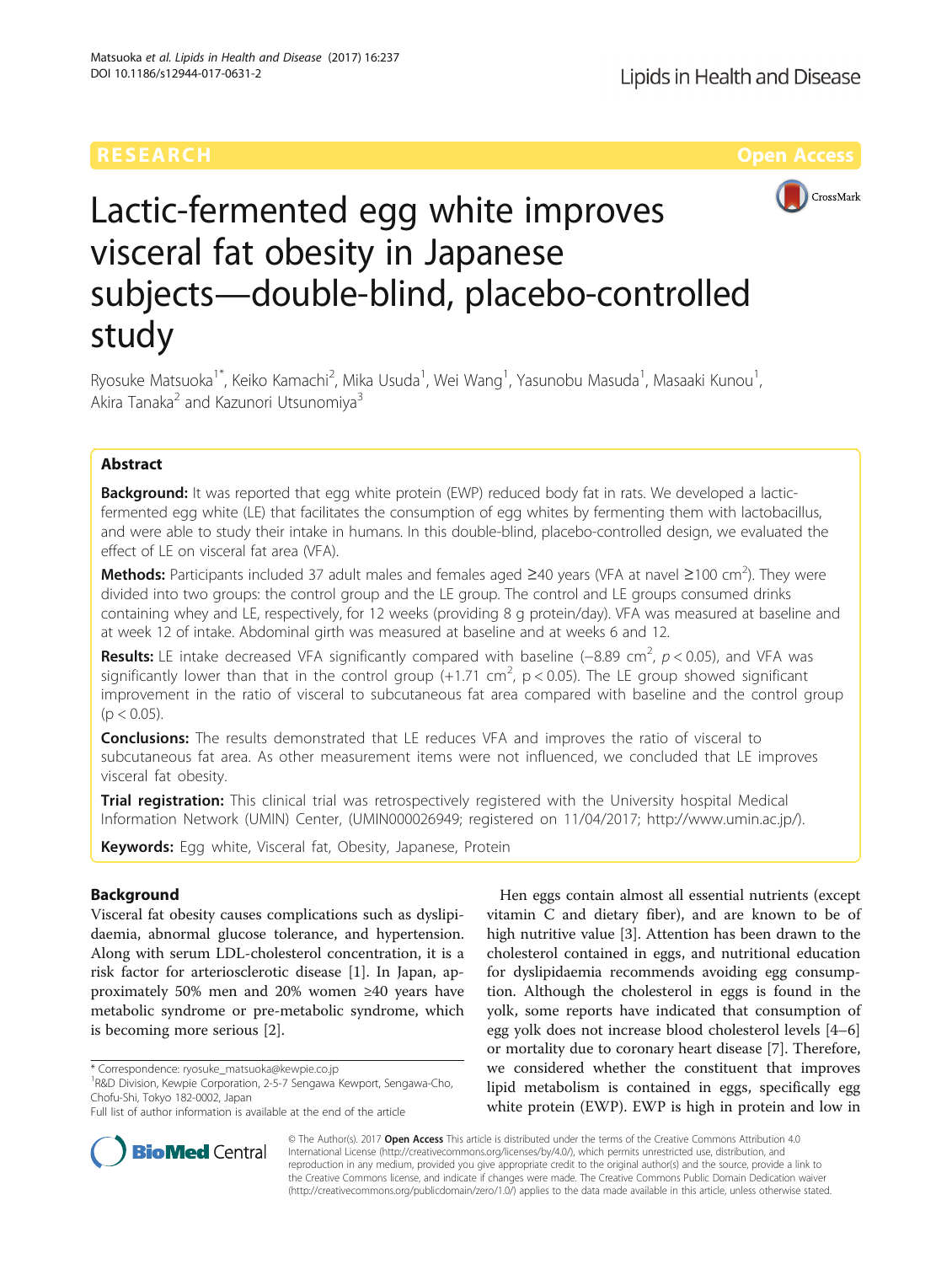RESEARCH Open Access

# Lactic-fermented egg white improves visceral fat obesity in Japanese subjects—double-blind, placebo-controlled study

Ryosuke Matsuoka[1*], Keiko Kamachi[2], Mika Usuda[1], Wei Wang[1], Yasunobu Masuda[1], Masaaki Kunou[1], Akira Tanaka[2] and Kazunori Utsunomiya[3]

## Abstract

**Background:** It was reported that egg white protein (EWP) reduced body fat in rats. We developed a lactic-fermented egg white (LE) that facilitates the consumption of egg whites by fermenting them with lactobacillus, and were able to study their intake in humans. In this double-blind, placebo-controlled design, we evaluated the effect of LE on visceral fat area (VFA).

**Methods:** Participants included 37 adult males and females aged ≥40 years (VFA at navel ≥100 $cm^2$). They were divided into two groups: the control group and the LE group. The control and LE groups consumed drinks containing whey and LE, respectively, for 12 weeks (providing 8 g protein/day). VFA was measured at baseline and at week 12 of intake. Abdominal girth was measured at baseline and at weeks 6 and 12.

**Results:** LE intake decreased VFA significantly compared with baseline (−8.89 $cm^2$, $p < 0.05$), and VFA was significantly lower than that in the control group (+1.71 $cm^2$, $p < 0.05$). The LE group showed significant improvement in the ratio of visceral to subcutaneous fat area compared with baseline and the control group ($p < 0.05$).

**Conclusions:** The results demonstrated that LE reduces VFA and improves the ratio of visceral to subcutaneous fat area. As other measurement items were not influenced, we concluded that LE improves visceral fat obesity.

**Trial registration:** This clinical trial was retrospectively registered with the University hospital Medical Information Network (UMIN) Center, (UMIN000026949; registered on 11/04/2017; http://www.umin.ac.jp/).

**Keywords:** Egg white, Visceral fat, Obesity, Japanese, Protein

## Background

Visceral fat obesity causes complications such as dyslipidaemia, abnormal glucose tolerance, and hypertension. Along with serum LDL-cholesterol concentration, it is a risk factor for arteriosclerotic disease [1]. In Japan, approximately 50% men and 20% women ≥40 years have metabolic syndrome or pre-metabolic syndrome, which is becoming more serious [2].

Hen eggs contain almost all essential nutrients (except vitamin C and dietary fiber), and are known to be of high nutritive value [3]. Attention has been drawn to the cholesterol contained in eggs, and nutritional education for dyslipidaemia recommends avoiding egg consumption. Although the cholesterol in eggs is found in the yolk, some reports have indicated that consumption of egg yolk does not increase blood cholesterol levels [4–6] or mortality due to coronary heart disease [7]. Therefore, we considered whether the constituent that improves lipid metabolism is contained in eggs, specifically egg white protein (EWP). EWP is high in protein and low in

\* Correspondence: ryosuke_matsuoka@kewpie.co.jp
[1]R&D Division, Kewpie Corporation, 2-5-7 Sengawa Kewport, Sengawa-Cho, Chofu-Shi, Tokyo 182-0002, Japan
Full list of author information is available at the end of the article

© The Author(s). 2017 **Open Access** This article is distributed under the terms of the Creative Commons Attribution 4.0 International License (http://creativecommons.org/licenses/by/4.0/), which permits unrestricted use, distribution, and reproduction in any medium, provided you give appropriate credit to the original author(s) and the source, provide a link to the Creative Commons license, and indicate if changes were made. The Creative Commons Public Domain Dedication waiver (http://creativecommons.org/publicdomain/zero/1.0/) applies to the data made available in this article, unless otherwise stated.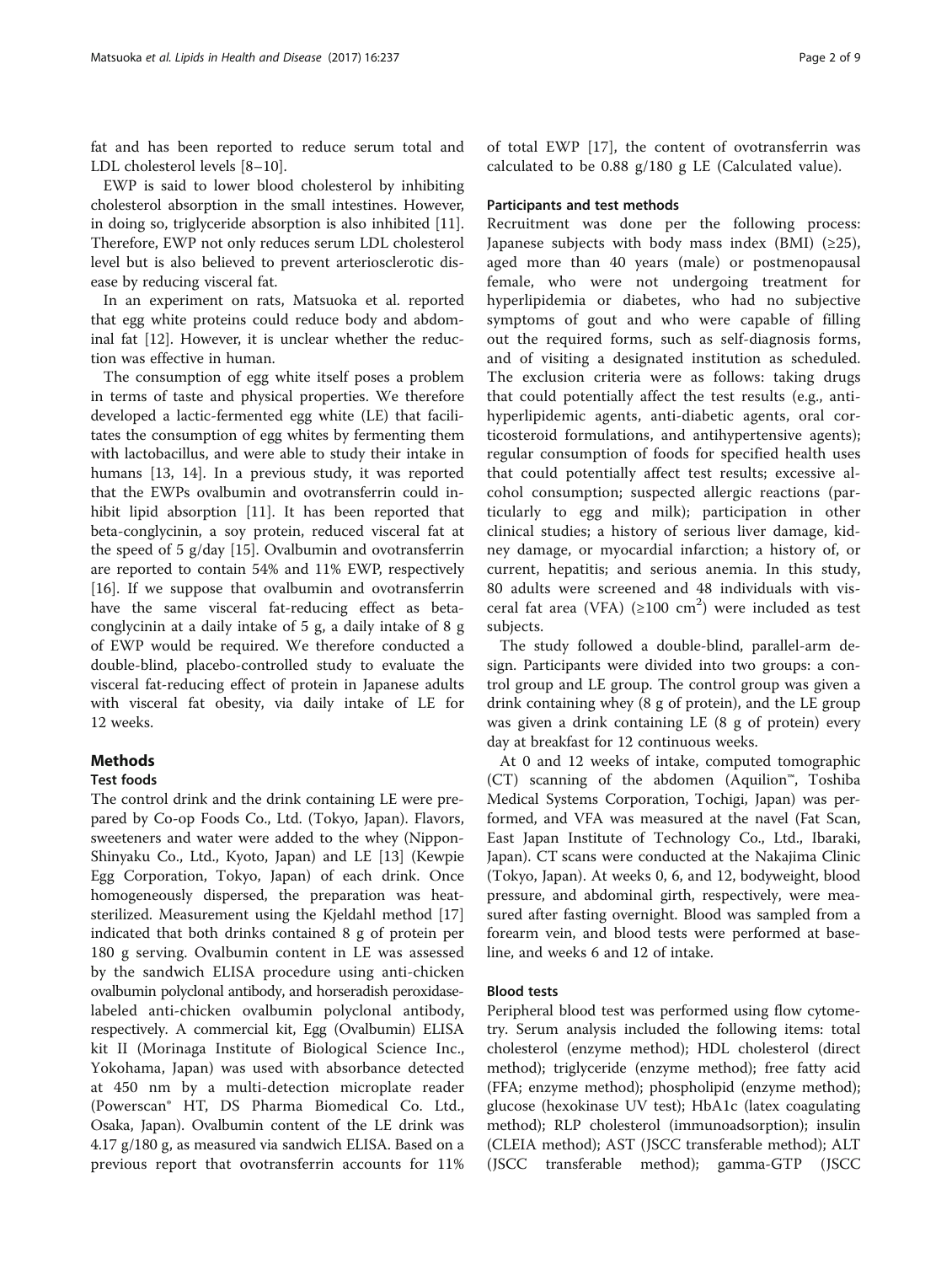fat and has been reported to reduce serum total and LDL cholesterol levels [8–10].

EWP is said to lower blood cholesterol by inhibiting cholesterol absorption in the small intestines. However, in doing so, triglyceride absorption is also inhibited [11]. Therefore, EWP not only reduces serum LDL cholesterol level but is also believed to prevent arteriosclerotic disease by reducing visceral fat.

In an experiment on rats, Matsuoka et al. reported that egg white proteins could reduce body and abdominal fat [12]. However, it is unclear whether the reduction was effective in human.

The consumption of egg white itself poses a problem in terms of taste and physical properties. We therefore developed a lactic-fermented egg white (LE) that facilitates the consumption of egg whites by fermenting them with lactobacillus, and were able to study their intake in humans [13, 14]. In a previous study, it was reported that the EWPs ovalbumin and ovotransferrin could inhibit lipid absorption [11]. It has been reported that beta-conglycinin, a soy protein, reduced visceral fat at the speed of 5 g/day [15]. Ovalbumin and ovotransferrin are reported to contain 54% and 11% EWP, respectively [16]. If we suppose that ovalbumin and ovotransferrin have the same visceral fat-reducing effect as beta-conglycinin at a daily intake of 5 g, a daily intake of 8 g of EWP would be required. We therefore conducted a double-blind, placebo-controlled study to evaluate the visceral fat-reducing effect of protein in Japanese adults with visceral fat obesity, via daily intake of LE for 12 weeks.

## Methods

### Test foods

The control drink and the drink containing LE were prepared by Co-op Foods Co., Ltd. (Tokyo, Japan). Flavors, sweeteners and water were added to the whey (Nippon-Shinyaku Co., Ltd., Kyoto, Japan) and LE [13] (Kewpie Egg Corporation, Tokyo, Japan) of each drink. Once homogeneously dispersed, the preparation was heat-sterilized. Measurement using the Kjeldahl method [17] indicated that both drinks contained 8 g of protein per 180 g serving. Ovalbumin content in LE was assessed by the sandwich ELISA procedure using anti-chicken ovalbumin polyclonal antibody, and horseradish peroxidase-labeled anti-chicken ovalbumin polyclonal antibody, respectively. A commercial kit, Egg (Ovalbumin) ELISA kit II (Morinaga Institute of Biological Science Inc., Yokohama, Japan) was used with absorbance detected at 450 nm by a multi-detection microplate reader (Powerscan® HT, DS Pharma Biomedical Co. Ltd., Osaka, Japan). Ovalbumin content of the LE drink was 4.17 g/180 g, as measured via sandwich ELISA. Based on a previous report that ovotransferrin accounts for 11% of total EWP [17], the content of ovotransferrin was calculated to be 0.88 g/180 g LE (Calculated value).

### Participants and test methods

Recruitment was done per the following process: Japanese subjects with body mass index (BMI) (≥25), aged more than 40 years (male) or postmenopausal female, who were not undergoing treatment for hyperlipidemia or diabetes, who had no subjective symptoms of gout and who were capable of filling out the required forms, such as self-diagnosis forms, and of visiting a designated institution as scheduled. The exclusion criteria were as follows: taking drugs that could potentially affect the test results (e.g., anti-hyperlipidemic agents, anti-diabetic agents, oral corticosteroid formulations, and antihypertensive agents); regular consumption of foods for specified health uses that could potentially affect test results; excessive alcohol consumption; suspected allergic reactions (particularly to egg and milk); participation in other clinical studies; a history of serious liver damage, kidney damage, or myocardial infarction; a history of, or current, hepatitis; and serious anemia. In this study, 80 adults were screened and 48 individuals with visceral fat area (VFA) (≥100 $cm^2$) were included as test subjects.

The study followed a double-blind, parallel-arm design. Participants were divided into two groups: a control group and LE group. The control group was given a drink containing whey (8 g of protein), and the LE group was given a drink containing LE (8 g of protein) every day at breakfast for 12 continuous weeks.

At 0 and 12 weeks of intake, computed tomographic (CT) scanning of the abdomen (Aquilion™, Toshiba Medical Systems Corporation, Tochigi, Japan) was performed, and VFA was measured at the navel (Fat Scan, East Japan Institute of Technology Co., Ltd., Ibaraki, Japan). CT scans were conducted at the Nakajima Clinic (Tokyo, Japan). At weeks 0, 6, and 12, bodyweight, blood pressure, and abdominal girth, respectively, were measured after fasting overnight. Blood was sampled from a forearm vein, and blood tests were performed at baseline, and weeks 6 and 12 of intake.

### Blood tests

Peripheral blood test was performed using flow cytometry. Serum analysis included the following items: total cholesterol (enzyme method); HDL cholesterol (direct method); triglyceride (enzyme method); free fatty acid (FFA; enzyme method); phospholipid (enzyme method); glucose (hexokinase UV test); HbA1c (latex coagulating method); RLP cholesterol (immunoadsorption); insulin (CLEIA method); AST (JSCC transferable method); ALT (JSCC transferable method); gamma-GTP (JSCC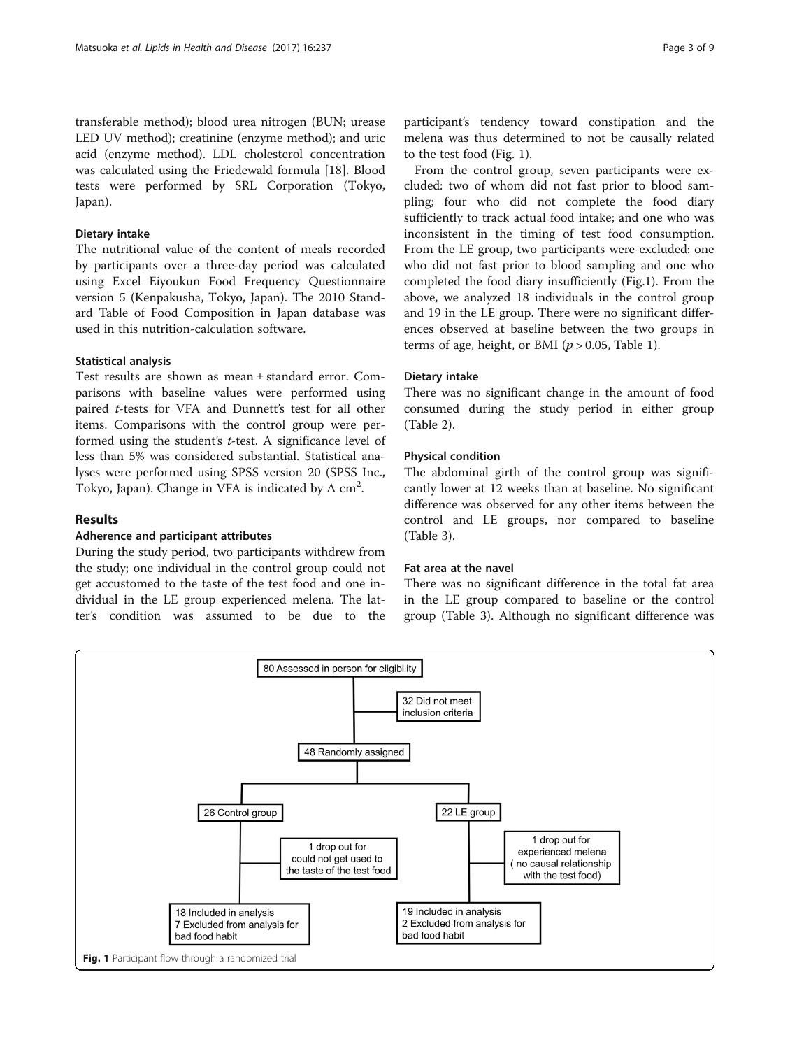transferable method); blood urea nitrogen (BUN; urease LED UV method); creatinine (enzyme method); and uric acid (enzyme method). LDL cholesterol concentration was calculated using the Friedewald formula [18]. Blood tests were performed by SRL Corporation (Tokyo, Japan).

### Dietary intake

The nutritional value of the content of meals recorded by participants over a three-day period was calculated using Excel Eiyoukun Food Frequency Questionnaire version 5 (Kenpakusha, Tokyo, Japan). The 2010 Standard Table of Food Composition in Japan database was used in this nutrition-calculation software.

### Statistical analysis

Test results are shown as mean ± standard error. Comparisons with baseline values were performed using paired *t*-tests for VFA and Dunnett's test for all other items. Comparisons with the control group were performed using the student's *t*-test. A significance level of less than 5% was considered substantial. Statistical analyses were performed using SPSS version 20 (SPSS Inc., Tokyo, Japan). Change in VFA is indicated by $\Delta$ cm$^2$.

## Results

### Adherence and participant attributes

During the study period, two participants withdrew from the study; one individual in the control group could not get accustomed to the taste of the test food and one individual in the LE group experienced melena. The latter's condition was assumed to be due to the participant's tendency toward constipation and the melena was thus determined to not be causally related to the test food (Fig. 1).

From the control group, seven participants were excluded: two of whom did not fast prior to blood sampling; four who did not complete the food diary sufficiently to track actual food intake; and one who was inconsistent in the timing of test food consumption. From the LE group, two participants were excluded: one who did not fast prior to blood sampling and one who completed the food diary insufficiently (Fig.1). From the above, we analyzed 18 individuals in the control group and 19 in the LE group. There were no significant differences observed at baseline between the two groups in terms of age, height, or BMI ($p > 0.05$, Table 1).

### Dietary intake

There was no significant change in the amount of food consumed during the study period in either group (Table 2).

### Physical condition

The abdominal girth of the control group was significantly lower at 12 weeks than at baseline. No significant difference was observed for any other items between the control and LE groups, nor compared to baseline (Table 3).

### Fat area at the navel

There was no significant difference in the total fat area in the LE group compared to baseline or the control group (Table 3). Although no significant difference was

- 80 Assessed in person for eligibility
  - 32 Did not meet inclusion criteria
- 48 Randomly assigned
  - 26 Control group
    - 1 drop out for could not get used to the taste of the test food
    - 18 Included in analysis; 7 Excluded from analysis for bad food habit
  - 22 LE group
    - 1 drop out for experienced melena (no causal relationship with the test food)
    - 19 Included in analysis; 2 Excluded from analysis for bad food habit

**Fig. 1** Participant flow through a randomized trial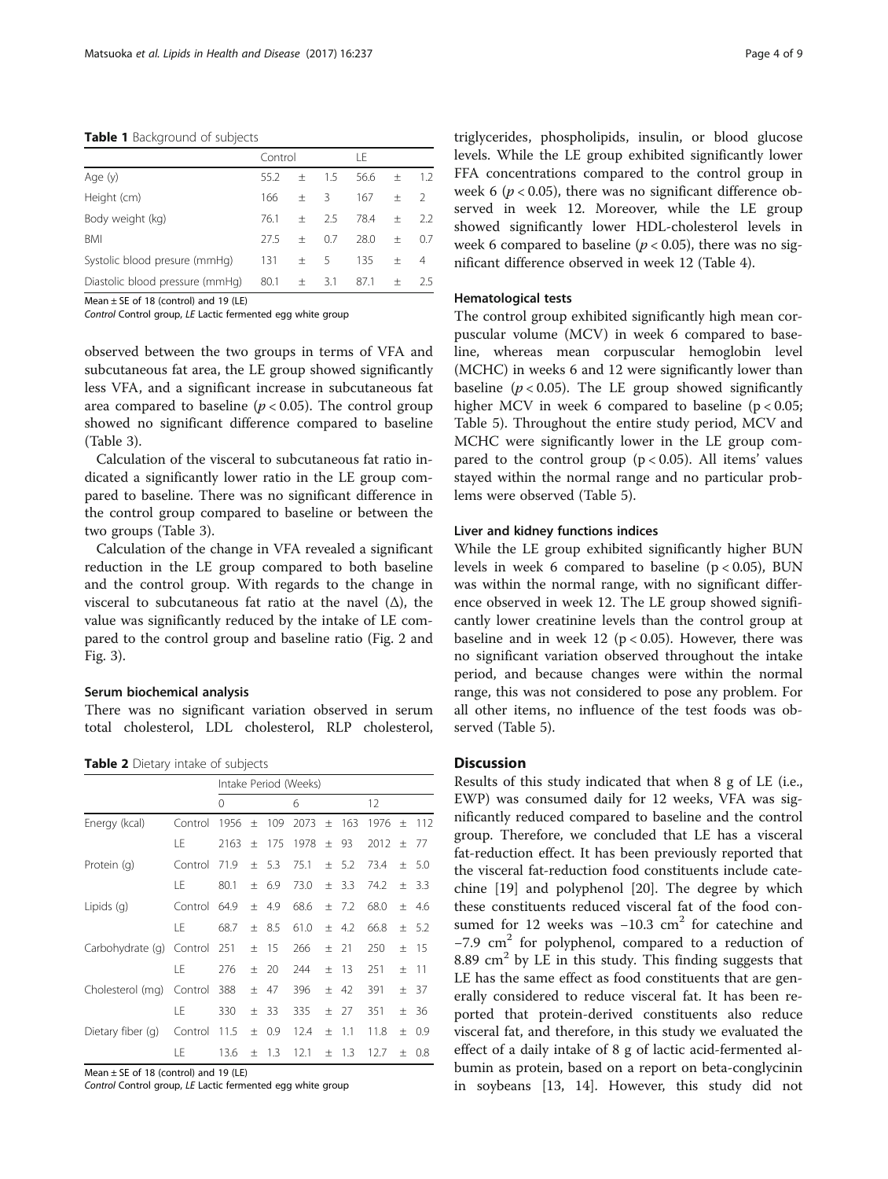**Table 1** Background of subjects

| | Control | | | LE | | |
|---|---|---|---|---|---|---|
| Age (y) | 55.2 | ± | 1.5 | 56.6 | ± | 1.2 |
| Height (cm) | 166 | ± | 3 | 167 | ± | 2 |
| Body weight (kg) | 76.1 | ± | 2.5 | 78.4 | ± | 2.2 |
| BMI | 27.5 | ± | 0.7 | 28.0 | ± | 0.7 |
| Systolic blood presure (mmHg) | 131 | ± | 5 | 135 | ± | 4 |
| Diastolic blood pressure (mmHg) | 80.1 | ± | 3.1 | 87.1 | ± | 2.5 |

Mean ± SE of 18 (control) and 19 (LE)
*Control* Control group, *LE* Lactic fermented egg white group

observed between the two groups in terms of VFA and subcutaneous fat area, the LE group showed significantly less VFA, and a significant increase in subcutaneous fat area compared to baseline ($p < 0.05$). The control group showed no significant difference compared to baseline (Table 3).

Calculation of the visceral to subcutaneous fat ratio indicated a significantly lower ratio in the LE group compared to baseline. There was no significant difference in the control group compared to baseline or between the two groups (Table 3).

Calculation of the change in VFA revealed a significant reduction in the LE group compared to both baseline and the control group. With regards to the change in visceral to subcutaneous fat ratio at the navel (Δ), the value was significantly reduced by the intake of LE compared to the control group and baseline ratio (Fig. 2 and Fig. 3).

#### Serum biochemical analysis

There was no significant variation observed in serum total cholesterol, LDL cholesterol, RLP cholesterol,

**Table 2** Dietary intake of subjects

| | | Intake Period (Weeks) | | | | | | | | |
|---|---|---|---|---|---|---|---|---|---|---|
| | | 0 | | | 6 | | | 12 | | |
| Energy (kcal) | Control | 1956 | ± | 109 | 2073 | ± | 163 | 1976 | ± | 112 |
| | LE | 2163 | ± | 175 | 1978 | ± | 93 | 2012 | ± | 77 |
| Protein (g) | Control | 71.9 | ± | 5.3 | 75.1 | ± | 5.2 | 73.4 | ± | 5.0 |
| | LE | 80.1 | ± | 6.9 | 73.0 | ± | 3.3 | 74.2 | ± | 3.3 |
| Lipids (g) | Control | 64.9 | ± | 4.9 | 68.6 | ± | 7.2 | 68.0 | ± | 4.6 |
| | LE | 68.7 | ± | 8.5 | 61.0 | ± | 4.2 | 66.8 | ± | 5.2 |
| Carbohydrate (g) | Control | 251 | ± | 15 | 266 | ± | 21 | 250 | ± | 15 |
| | LE | 276 | ± | 20 | 244 | ± | 13 | 251 | ± | 11 |
| Cholesterol (mg) | Control | 388 | ± | 47 | 396 | ± | 42 | 391 | ± | 37 |
| | LE | 330 | ± | 33 | 335 | ± | 27 | 351 | ± | 36 |
| Dietary fiber (g) | Control | 11.5 | ± | 0.9 | 12.4 | ± | 1.1 | 11.8 | ± | 0.9 |
| | LE | 13.6 | ± | 1.3 | 12.1 | ± | 1.3 | 12.7 | ± | 0.8 |

Mean ± SE of 18 (control) and 19 (LE)
*Control* Control group, *LE* Lactic fermented egg white group

triglycerides, phospholipids, insulin, or blood glucose levels. While the LE group exhibited significantly lower FFA concentrations compared to the control group in week 6 ($p < 0.05$), there was no significant difference observed in week 12. Moreover, while the LE group showed significantly lower HDL-cholesterol levels in week 6 compared to baseline ($p < 0.05$), there was no significant difference observed in week 12 (Table 4).

#### Hematological tests

The control group exhibited significantly high mean corpuscular volume (MCV) in week 6 compared to baseline, whereas mean corpuscular hemoglobin level (MCHC) in weeks 6 and 12 were significantly lower than baseline ($p < 0.05$). The LE group showed significantly higher MCV in week 6 compared to baseline ($p < 0.05$; Table 5). Throughout the entire study period, MCV and MCHC were significantly lower in the LE group compared to the control group ($p < 0.05$). All items' values stayed within the normal range and no particular problems were observed (Table 5).

#### Liver and kidney functions indices

While the LE group exhibited significantly higher BUN levels in week 6 compared to baseline ($p < 0.05$), BUN was within the normal range, with no significant difference observed in week 12. The LE group showed significantly lower creatinine levels than the control group at baseline and in week 12 ($p < 0.05$). However, there was no significant variation observed throughout the intake period, and because changes were within the normal range, this was not considered to pose any problem. For all other items, no influence of the test foods was observed (Table 5).

## Discussion

Results of this study indicated that when 8 g of LE (i.e., EWP) was consumed daily for 12 weeks, VFA was significantly reduced compared to baseline and the control group. Therefore, we concluded that LE has a visceral fat-reduction effect. It has been previously reported that the visceral fat-reduction food constituents include catechine [19] and polyphenol [20]. The degree by which these constituents reduced visceral fat of the food consumed for 12 weeks was $-10.3$ $cm^2$ for catechine and $-7.9$ $cm^2$ for polyphenol, compared to a reduction of 8.89 $cm^2$ by LE in this study. This finding suggests that LE has the same effect as food constituents that are generally considered to reduce visceral fat. It has been reported that protein-derived constituents also reduce visceral fat, and therefore, in this study we evaluated the effect of a daily intake of 8 g of lactic acid-fermented albumin as protein, based on a report on beta-conglycinin in soybeans [13, 14]. However, this study did not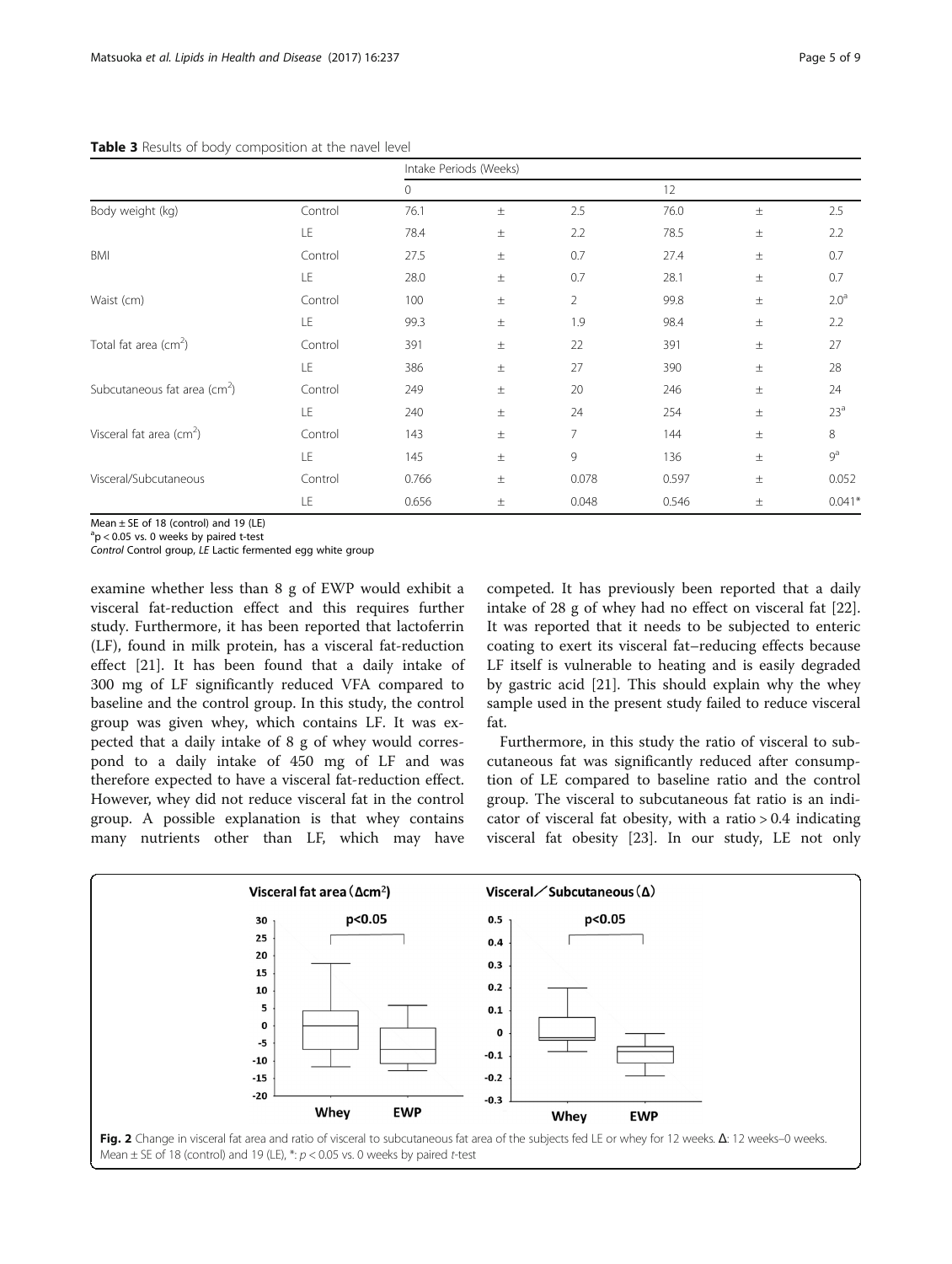**Table 3** Results of body composition at the navel level

| | | Intake Periods (Weeks) | | | | | |
|---|---|---|---|---|---|---|---|
| | | 0 | | | 12 | | |
| Body weight (kg) | Control | 76.1 | ± | 2.5 | 76.0 | ± | 2.5 |
| | LE | 78.4 | ± | 2.2 | 78.5 | ± | 2.2 |
| BMI | Control | 27.5 | ± | 0.7 | 27.4 | ± | 0.7 |
| | LE | 28.0 | ± | 0.7 | 28.1 | ± | 0.7 |
| Waist (cm) | Control | 100 | ± | 2 | 99.8 | ± | 2.0[a] |
| | LE | 99.3 | ± | 1.9 | 98.4 | ± | 2.2 |
| Total fat area (cm$^2$) | Control | 391 | ± | 22 | 391 | ± | 27 |
| | LE | 386 | ± | 27 | 390 | ± | 28 |
| Subcutaneous fat area (cm$^2$) | Control | 249 | ± | 20 | 246 | ± | 24 |
| | LE | 240 | ± | 24 | 254 | ± | 23[a] |
| Visceral fat area (cm$^2$) | Control | 143 | ± | 7 | 144 | ± | 8 |
| | LE | 145 | ± | 9 | 136 | ± | 9[a] |
| Visceral/Subcutaneous | Control | 0.766 | ± | 0.078 | 0.597 | ± | 0.052 |
| | LE | 0.656 | ± | 0.048 | 0.546 | ± | 0.041* |

Mean ± SE of 18 (control) and 19 (LE)
[a]$p < 0.05$ vs. 0 weeks by paired t-test
*Control* Control group, *LE* Lactic fermented egg white group

examine whether less than 8 g of EWP would exhibit a visceral fat-reduction effect and this requires further study. Furthermore, it has been reported that lactoferrin (LF), found in milk protein, has a visceral fat-reduction effect [21]. It has been found that a daily intake of 300 mg of LF significantly reduced VFA compared to baseline and the control group. In this study, the control group was given whey, which contains LF. It was expected that a daily intake of 8 g of whey would correspond to a daily intake of 450 mg of LF and was therefore expected to have a visceral fat-reduction effect. However, whey did not reduce visceral fat in the control group. A possible explanation is that whey contains many nutrients other than LF, which may have competed. It has previously been reported that a daily intake of 28 g of whey had no effect on visceral fat [22]. It was reported that it needs to be subjected to enteric coating to exert its visceral fat–reducing effects because LF itself is vulnerable to heating and is easily degraded by gastric acid [21]. This should explain why the whey sample used in the present study failed to reduce visceral fat.

Furthermore, in this study the ratio of visceral to subcutaneous fat was significantly reduced after consumption of LE compared to baseline ratio and the control group. The visceral to subcutaneous fat ratio is an indicator of visceral fat obesity, with a ratio > 0.4 indicating visceral fat obesity [23]. In our study, LE not only

**Fig. 2** Change in visceral fat area and ratio of visceral to subcutaneous fat area of the subjects fed LE or whey for 12 weeks. Δ: 12 weeks–0 weeks. Mean ± SE of 18 (control) and 19 (LE), *: $p < 0.05$ vs. 0 weeks by paired *t*-test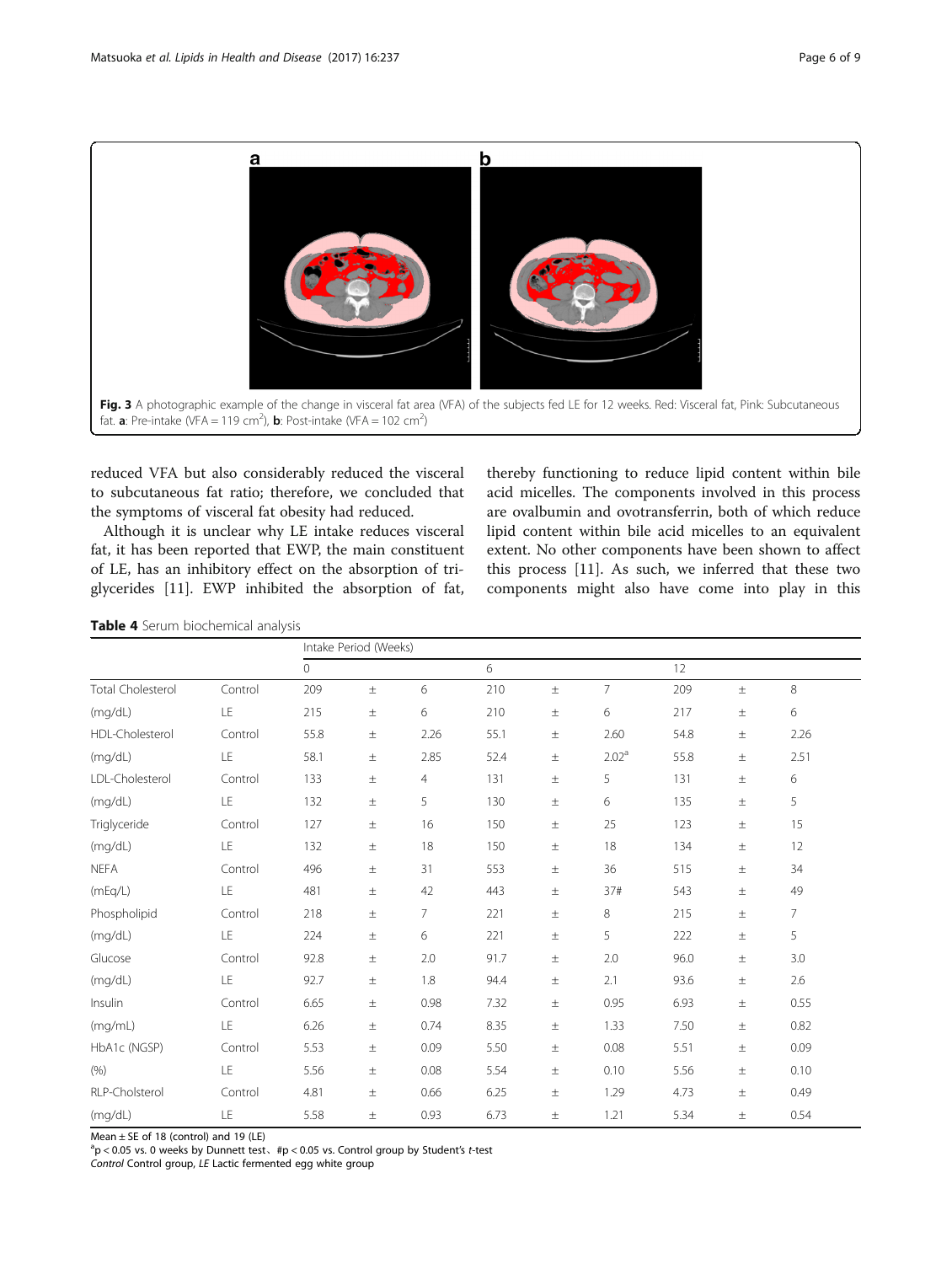**Fig. 3** A photographic example of the change in visceral fat area (VFA) of the subjects fed LE for 12 weeks. Red: Visceral fat, Pink: Subcutaneous fat. **a**: Pre-intake (VFA = 119 cm$^2$), **b**: Post-intake (VFA = 102 cm$^2$)

reduced VFA but also considerably reduced the visceral to subcutaneous fat ratio; therefore, we concluded that the symptoms of visceral fat obesity had reduced.

Although it is unclear why LE intake reduces visceral fat, it has been reported that EWP, the main constituent of LE, has an inhibitory effect on the absorption of triglycerides [11]. EWP inhibited the absorption of fat, thereby functioning to reduce lipid content within bile acid micelles. The components involved in this process are ovalbumin and ovotransferrin, both of which reduce lipid content within bile acid micelles to an equivalent extent. No other components have been shown to affect this process [11]. As such, we inferred that these two components might also have come into play in this

**Table 4** Serum biochemical analysis

| | | Intake Period (Weeks) | | | | | | | | |
|---|---|---|---|---|---|---|---|---|---|---|
| | | 0 | | | 6 | | | 12 | | |
| Total Cholesterol | Control | 209 | ± | 6 | 210 | ± | 7 | 209 | ± | 8 |
| (mg/dL) | LE | 215 | ± | 6 | 210 | ± | 6 | 217 | ± | 6 |
| HDL-Cholesterol | Control | 55.8 | ± | 2.26 | 55.1 | ± | 2.60 | 54.8 | ± | 2.26 |
| (mg/dL) | LE | 58.1 | ± | 2.85 | 52.4 | ± | 2.02[a] | 55.8 | ± | 2.51 |
| LDL-Cholesterol | Control | 133 | ± | 4 | 131 | ± | 5 | 131 | ± | 6 |
| (mg/dL) | LE | 132 | ± | 5 | 130 | ± | 6 | 135 | ± | 5 |
| Triglyceride | Control | 127 | ± | 16 | 150 | ± | 25 | 123 | ± | 15 |
| (mg/dL) | LE | 132 | ± | 18 | 150 | ± | 18 | 134 | ± | 12 |
| NEFA | Control | 496 | ± | 31 | 553 | ± | 36 | 515 | ± | 34 |
| (mEq/L) | LE | 481 | ± | 42 | 443 | ± | 37# | 543 | ± | 49 |
| Phospholipid | Control | 218 | ± | 7 | 221 | ± | 8 | 215 | ± | 7 |
| (mg/dL) | LE | 224 | ± | 6 | 221 | ± | 5 | 222 | ± | 5 |
| Glucose | Control | 92.8 | ± | 2.0 | 91.7 | ± | 2.0 | 96.0 | ± | 3.0 |
| (mg/dL) | LE | 92.7 | ± | 1.8 | 94.4 | ± | 2.1 | 93.6 | ± | 2.6 |
| Insulin | Control | 6.65 | ± | 0.98 | 7.32 | ± | 0.95 | 6.93 | ± | 0.55 |
| (mg/mL) | LE | 6.26 | ± | 0.74 | 8.35 | ± | 1.33 | 7.50 | ± | 0.82 |
| HbA1c (NGSP) | Control | 5.53 | ± | 0.09 | 5.50 | ± | 0.08 | 5.51 | ± | 0.09 |
| (%) | LE | 5.56 | ± | 0.08 | 5.54 | ± | 0.10 | 5.56 | ± | 0.10 |
| RLP-Cholsterol | Control | 4.81 | ± | 0.66 | 6.25 | ± | 1.29 | 4.73 | ± | 0.49 |
| (mg/dL) | LE | 5.58 | ± | 0.93 | 6.73 | ± | 1.21 | 5.34 | ± | 0.54 |

Mean ± SE of 18 (control) and 19 (LE)

[a]$p < 0.05$ vs. 0 weeks by Dunnett test、#$p < 0.05$ vs. Control group by Student's *t*-test

*Control* Control group, *LE* Lactic fermented egg white group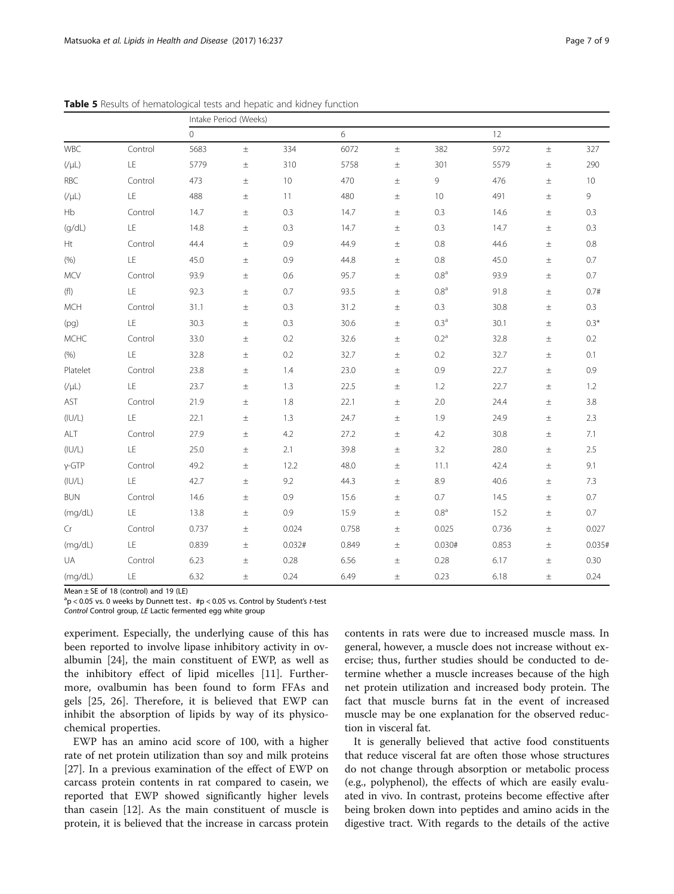**Table 5** Results of hematological tests and hepatic and kidney function

| | | Intake Period (Weeks) | | | | | | | | |
|---|---|---|---|---|---|---|---|---|---|---|
| | | 0 | | | 6 | | | 12 | | |
| WBC | Control | 5683 | ± | 334 | 6072 | ± | 382 | 5972 | ± | 327 |
| (/μL) | LE | 5779 | ± | 310 | 5758 | ± | 301 | 5579 | ± | 290 |
| RBC | Control | 473 | ± | 10 | 470 | ± | 9 | 476 | ± | 10 |
| (/μL) | LE | 488 | ± | 11 | 480 | ± | 10 | 491 | ± | 9 |
| Hb | Control | 14.7 | ± | 0.3 | 14.7 | ± | 0.3 | 14.6 | ± | 0.3 |
| (g/dL) | LE | 14.8 | ± | 0.3 | 14.7 | ± | 0.3 | 14.7 | ± | 0.3 |
| Ht | Control | 44.4 | ± | 0.9 | 44.9 | ± | 0.8 | 44.6 | ± | 0.8 |
| (%) | LE | 45.0 | ± | 0.9 | 44.8 | ± | 0.8 | 45.0 | ± | 0.7 |
| MCV | Control | 93.9 | ± | 0.6 | 95.7 | ± | 0.8[a] | 93.9 | ± | 0.7 |
| (fl) | LE | 92.3 | ± | 0.7 | 93.5 | ± | 0.8[a] | 91.8 | ± | 0.7# |
| MCH | Control | 31.1 | ± | 0.3 | 31.2 | ± | 0.3 | 30.8 | ± | 0.3 |
| (pg) | LE | 30.3 | ± | 0.3 | 30.6 | ± | 0.3[a] | 30.1 | ± | 0.3* |
| MCHC | Control | 33.0 | ± | 0.2 | 32.6 | ± | 0.2[a] | 32.8 | ± | 0.2 |
| (%) | LE | 32.8 | ± | 0.2 | 32.7 | ± | 0.2 | 32.7 | ± | 0.1 |
| Platelet | Control | 23.8 | ± | 1.4 | 23.0 | ± | 0.9 | 22.7 | ± | 0.9 |
| (/μL) | LE | 23.7 | ± | 1.3 | 22.5 | ± | 1.2 | 22.7 | ± | 1.2 |
| AST | Control | 21.9 | ± | 1.8 | 22.1 | ± | 2.0 | 24.4 | ± | 3.8 |
| (IU/L) | LE | 22.1 | ± | 1.3 | 24.7 | ± | 1.9 | 24.9 | ± | 2.3 |
| ALT | Control | 27.9 | ± | 4.2 | 27.2 | ± | 4.2 | 30.8 | ± | 7.1 |
| (IU/L) | LE | 25.0 | ± | 2.1 | 39.8 | ± | 3.2 | 28.0 | ± | 2.5 |
| γ-GTP | Control | 49.2 | ± | 12.2 | 48.0 | ± | 11.1 | 42.4 | ± | 9.1 |
| (IU/L) | LE | 42.7 | ± | 9.2 | 44.3 | ± | 8.9 | 40.6 | ± | 7.3 |
| BUN | Control | 14.6 | ± | 0.9 | 15.6 | ± | 0.7 | 14.5 | ± | 0.7 |
| (mg/dL) | LE | 13.8 | ± | 0.9 | 15.9 | ± | 0.8[a] | 15.2 | ± | 0.7 |
| Cr | Control | 0.737 | ± | 0.024 | 0.758 | ± | 0.025 | 0.736 | ± | 0.027 |
| (mg/dL) | LE | 0.839 | ± | 0.032# | 0.849 | ± | 0.030# | 0.853 | ± | 0.035# |
| UA | Control | 6.23 | ± | 0.28 | 6.56 | ± | 0.28 | 6.17 | ± | 0.30 |
| (mg/dL) | LE | 6.32 | ± | 0.24 | 6.49 | ± | 0.23 | 6.18 | ± | 0.24 |

Mean ± SE of 18 (control) and 19 (LE)

[a]$p < 0.05$ vs. 0 weeks by Dunnett test、#$p < 0.05$ vs. Control by Student's *t*-test

*Control* Control group, *LE* Lactic fermented egg white group

experiment. Especially, the underlying cause of this has been reported to involve lipase inhibitory activity in ovalbumin [24], the main constituent of EWP, as well as the inhibitory effect of lipid micelles [11]. Furthermore, ovalbumin has been found to form FFAs and gels [25, 26]. Therefore, it is believed that EWP can inhibit the absorption of lipids by way of its physicochemical properties.

EWP has an amino acid score of 100, with a higher rate of net protein utilization than soy and milk proteins [27]. In a previous examination of the effect of EWP on carcass protein contents in rat compared to casein, we reported that EWP showed significantly higher levels than casein [12]. As the main constituent of muscle is protein, it is believed that the increase in carcass protein contents in rats were due to increased muscle mass. In general, however, a muscle does not increase without exercise; thus, further studies should be conducted to determine whether a muscle increases because of the high net protein utilization and increased body protein. The fact that muscle burns fat in the event of increased muscle may be one explanation for the observed reduction in visceral fat.

It is generally believed that active food constituents that reduce visceral fat are often those whose structures do not change through absorption or metabolic process (e.g., polyphenol), the effects of which are easily evaluated in vivo. In contrast, proteins become effective after being broken down into peptides and amino acids in the digestive tract. With regards to the details of the active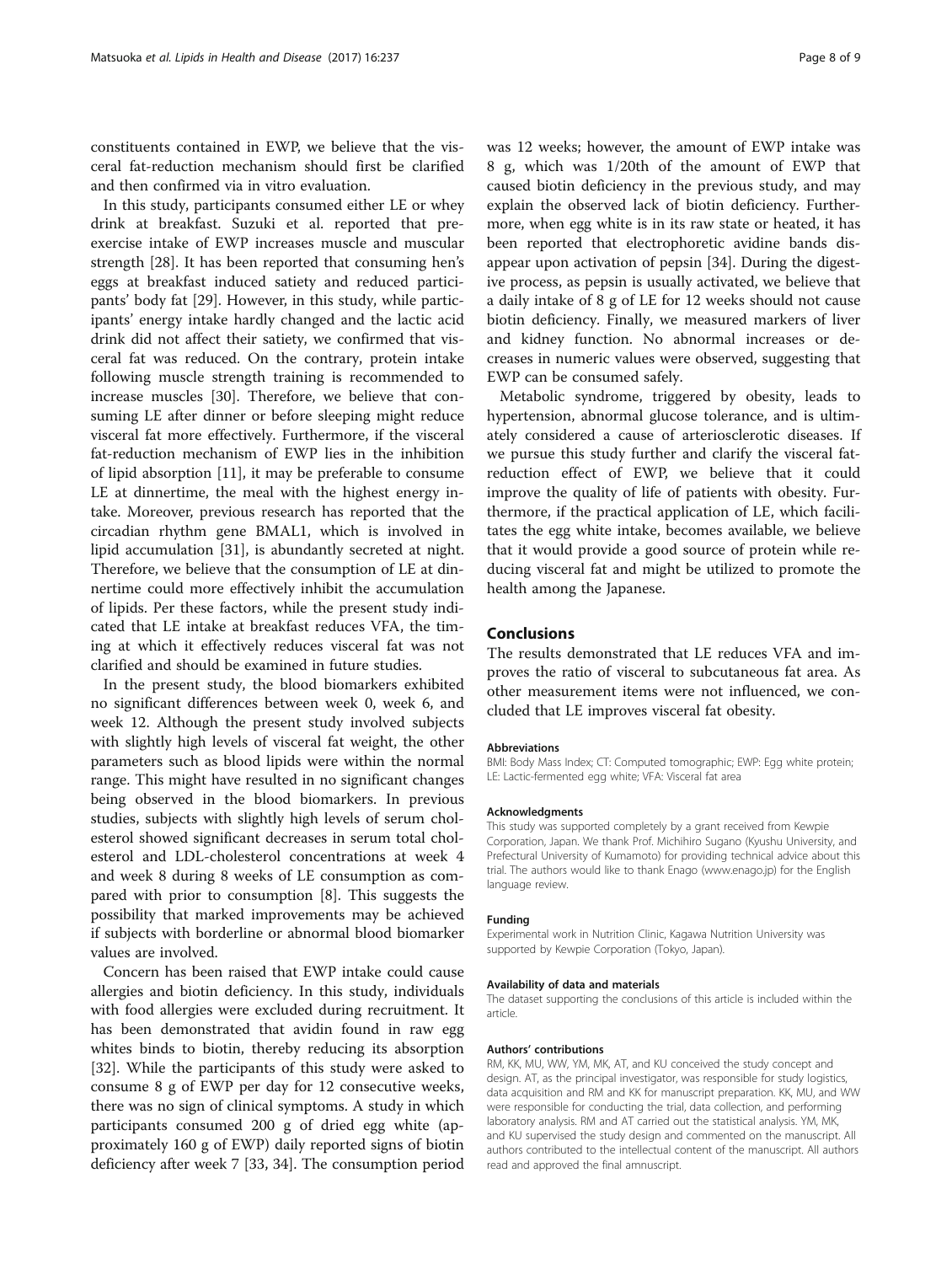constituents contained in EWP, we believe that the visceral fat-reduction mechanism should first be clarified and then confirmed via in vitro evaluation.

In this study, participants consumed either LE or whey drink at breakfast. Suzuki et al. reported that pre-exercise intake of EWP increases muscle and muscular strength [28]. It has been reported that consuming hen's eggs at breakfast induced satiety and reduced participants' body fat [29]. However, in this study, while participants' energy intake hardly changed and the lactic acid drink did not affect their satiety, we confirmed that visceral fat was reduced. On the contrary, protein intake following muscle strength training is recommended to increase muscles [30]. Therefore, we believe that consuming LE after dinner or before sleeping might reduce visceral fat more effectively. Furthermore, if the visceral fat-reduction mechanism of EWP lies in the inhibition of lipid absorption [11], it may be preferable to consume LE at dinnertime, the meal with the highest energy intake. Moreover, previous research has reported that the circadian rhythm gene BMAL1, which is involved in lipid accumulation [31], is abundantly secreted at night. Therefore, we believe that the consumption of LE at dinnertime could more effectively inhibit the accumulation of lipids. Per these factors, while the present study indicated that LE intake at breakfast reduces VFA, the timing at which it effectively reduces visceral fat was not clarified and should be examined in future studies.

In the present study, the blood biomarkers exhibited no significant differences between week 0, week 6, and week 12. Although the present study involved subjects with slightly high levels of visceral fat weight, the other parameters such as blood lipids were within the normal range. This might have resulted in no significant changes being observed in the blood biomarkers. In previous studies, subjects with slightly high levels of serum cholesterol showed significant decreases in serum total cholesterol and LDL-cholesterol concentrations at week 4 and week 8 during 8 weeks of LE consumption as compared with prior to consumption [8]. This suggests the possibility that marked improvements may be achieved if subjects with borderline or abnormal blood biomarker values are involved.

Concern has been raised that EWP intake could cause allergies and biotin deficiency. In this study, individuals with food allergies were excluded during recruitment. It has been demonstrated that avidin found in raw egg whites binds to biotin, thereby reducing its absorption [32]. While the participants of this study were asked to consume 8 g of EWP per day for 12 consecutive weeks, there was no sign of clinical symptoms. A study in which participants consumed 200 g of dried egg white (approximately 160 g of EWP) daily reported signs of biotin deficiency after week 7 [33, 34]. The consumption period was 12 weeks; however, the amount of EWP intake was 8 g, which was 1/20th of the amount of EWP that caused biotin deficiency in the previous study, and may explain the observed lack of biotin deficiency. Furthermore, when egg white is in its raw state or heated, it has been reported that electrophoretic avidine bands disappear upon activation of pepsin [34]. During the digestive process, as pepsin is usually activated, we believe that a daily intake of 8 g of LE for 12 weeks should not cause biotin deficiency. Finally, we measured markers of liver and kidney function. No abnormal increases or decreases in numeric values were observed, suggesting that EWP can be consumed safely.

Metabolic syndrome, triggered by obesity, leads to hypertension, abnormal glucose tolerance, and is ultimately considered a cause of arteriosclerotic diseases. If we pursue this study further and clarify the visceral fat-reduction effect of EWP, we believe that it could improve the quality of life of patients with obesity. Furthermore, if the practical application of LE, which facilitates the egg white intake, becomes available, we believe that it would provide a good source of protein while reducing visceral fat and might be utilized to promote the health among the Japanese.

## Conclusions

The results demonstrated that LE reduces VFA and improves the ratio of visceral to subcutaneous fat area. As other measurement items were not influenced, we concluded that LE improves visceral fat obesity.

#### Abbreviations

BMI: Body Mass Index; CT: Computed tomographic; EWP: Egg white protein; LE: Lactic-fermented egg white; VFA: Visceral fat area

#### Acknowledgments

This study was supported completely by a grant received from Kewpie Corporation, Japan. We thank Prof. Michihiro Sugano (Kyushu University, and Prefectural University of Kumamoto) for providing technical advice about this trial. The authors would like to thank Enago (www.enago.jp) for the English language review.

#### Funding

Experimental work in Nutrition Clinic, Kagawa Nutrition University was supported by Kewpie Corporation (Tokyo, Japan).

#### Availability of data and materials

The dataset supporting the conclusions of this article is included within the article.

#### Authors' contributions

RM, KK, MU, WW, YM, MK, AT, and KU conceived the study concept and design. AT, as the principal investigator, was responsible for study logistics, data acquisition and RM and KK for manuscript preparation. KK, MU, and WW were responsible for conducting the trial, data collection, and performing laboratory analysis. RM and AT carried out the statistical analysis. YM, MK, and KU supervised the study design and commented on the manuscript. All authors contributed to the intellectual content of the manuscript. All authors read and approved the final amnuscript.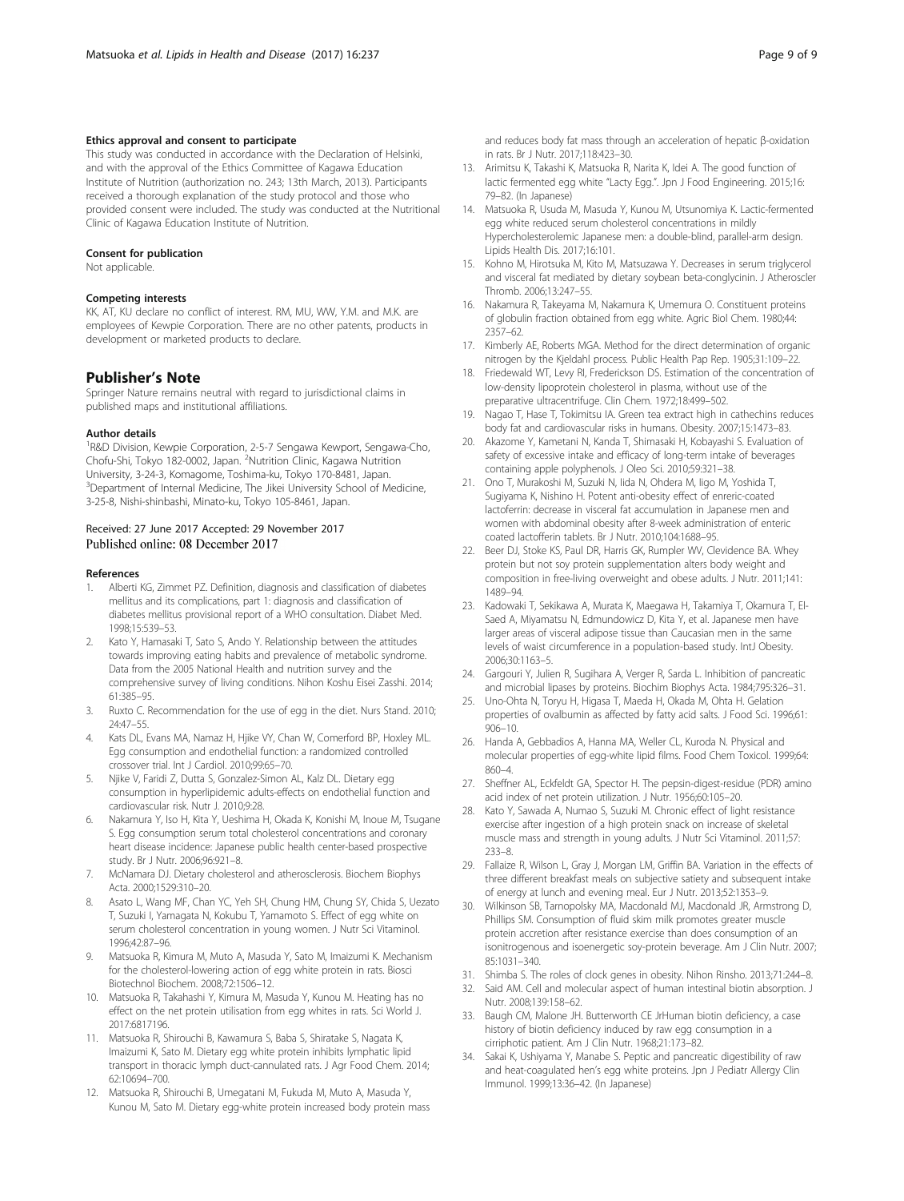### Ethics approval and consent to participate

This study was conducted in accordance with the Declaration of Helsinki, and with the approval of the Ethics Committee of Kagawa Education Institute of Nutrition (authorization no. 243; 13th March, 2013). Participants received a thorough explanation of the study protocol and those who provided consent were included. The study was conducted at the Nutritional Clinic of Kagawa Education Institute of Nutrition.

### Consent for publication

Not applicable.

### Competing interests

KK, AT, KU declare no conflict of interest. RM, MU, WW, Y.M. and M.K. are employees of Kewpie Corporation. There are no other patents, products in development or marketed products to declare.

## Publisher's Note

Springer Nature remains neutral with regard to jurisdictional claims in published maps and institutional affiliations.

### Author details

[1]R&D Division, Kewpie Corporation, 2-5-7 Sengawa Kewport, Sengawa-Cho, Chofu-Shi, Tokyo 182-0002, Japan. [2]Nutrition Clinic, Kagawa Nutrition University, 3-24-3, Komagome, Toshima-ku, Tokyo 170-8481, Japan. [3]Department of Internal Medicine, The Jikei University School of Medicine, 3-25-8, Nishi-shinbashi, Minato-ku, Tokyo 105-8461, Japan.

Received: 27 June 2017 Accepted: 29 November 2017
Published online: 08 December 2017

### References

1. Alberti KG, Zimmet PZ. Definition, diagnosis and classification of diabetes mellitus and its complications, part 1: diagnosis and classification of diabetes mellitus provisional report of a WHO consultation. Diabet Med. 1998;15:539–53.
2. Kato Y, Hamasaki T, Sato S, Ando Y. Relationship between the attitudes towards improving eating habits and prevalence of metabolic syndrome. Data from the 2005 National Health and nutrition survey and the comprehensive survey of living conditions. Nihon Koshu Eisei Zasshi. 2014; 61:385–95.
3. Ruxto C. Recommendation for the use of egg in the diet. Nurs Stand. 2010; 24:47–55.
4. Kats DL, Evans MA, Namaz H, Hjike VY, Chan W, Comerford BP, Hoxley ML. Egg consumption and endothelial function: a randomized controlled crossover trial. Int J Cardiol. 2010;99:65–70.
5. Njike V, Faridi Z, Dutta S, Gonzalez-Simon AL, Kalz DL. Dietary egg consumption in hyperlipidemic adults-effects on endothelial function and cardiovascular risk. Nutr J. 2010;9:28.
6. Nakamura Y, Iso H, Kita Y, Ueshima H, Okada K, Konishi M, Inoue M, Tsugane S. Egg consumption serum total cholesterol concentrations and coronary heart disease incidence: Japanese public health center-based prospective study. Br J Nutr. 2006;96:921–8.
7. McNamara DJ. Dietary cholesterol and atherosclerosis. Biochem Biophys Acta. 2000;1529:310–20.
8. Asato L, Wang MF, Chan YC, Yeh SH, Chung HM, Chung SY, Chida S, Uezato T, Suzuki I, Yamagata N, Kokubu T, Yamamoto S. Effect of egg white on serum cholesterol concentration in young women. J Nutr Sci Vitaminol. 1996;42:87–96.
9. Matsuoka R, Kimura M, Muto A, Masuda Y, Sato M, Imaizumi K. Mechanism for the cholesterol-lowering action of egg white protein in rats. Biosci Biotechnol Biochem. 2008;72:1506–12.
10. Matsuoka R, Takahashi Y, Kimura M, Masuda Y, Kunou M. Heating has no effect on the net protein utilisation from egg whites in rats. Sci World J. 2017:6817196.
11. Matsuoka R, Shirouchi B, Kawamura S, Baba S, Shiratake S, Nagata K, Imaizumi K, Sato M. Dietary egg white protein inhibits lymphatic lipid transport in thoracic lymph duct-cannulated rats. J Agr Food Chem. 2014; 62:10694–700.
12. Matsuoka R, Shirouchi B, Umegatani M, Fukuda M, Muto A, Masuda Y, Kunou M, Sato M. Dietary egg-white protein increased body protein mass and reduces body fat mass through an acceleration of hepatic β-oxidation in rats. Br J Nutr. 2017;118:423–30.
13. Arimitsu K, Takashi K, Matsuoka R, Narita K, Idei A. The good function of lactic fermented egg white "Lacty Egg.". Jpn J Food Engineering. 2015;16: 79–82. (In Japanese)
14. Matsuoka R, Usuda M, Masuda Y, Kunou M, Utsunomiya K. Lactic-fermented egg white reduced serum cholesterol concentrations in mildly Hypercholesterolemic Japanese men: a double-blind, parallel-arm design. Lipids Health Dis. 2017;16:101.
15. Kohno M, Hirotsuka M, Kito M, Matsuzawa Y. Decreases in serum triglycerol and visceral fat mediated by dietary soybean beta-conglycinin. J Atheroscler Thromb. 2006;13:247–55.
16. Nakamura R, Takeyama M, Nakamura K, Umemura O. Constituent proteins of globulin fraction obtained from egg white. Agric Biol Chem. 1980;44: 2357–62.
17. Kimberly AE, Roberts MGA. Method for the direct determination of organic nitrogen by the Kjeldahl process. Public Health Pap Rep. 1905;31:109–22.
18. Friedewald WT, Levy RI, Frederickson DS. Estimation of the concentration of low-density lipoprotein cholesterol in plasma, without use of the preparative ultracentrifuge. Clin Chem. 1972;18:499–502.
19. Nagao T, Hase T, Tokimitsu IA. Green tea extract high in cathechins reduces body fat and cardiovascular risks in humans. Obesity. 2007;15:1473–83.
20. Akazome Y, Kametani N, Kanda T, Shimasaki H, Kobayashi S. Evaluation of safety of excessive intake and efficacy of long-term intake of beverages containing apple polyphenols. J Oleo Sci. 2010;59:321–38.
21. Ono T, Murakoshi M, Suzuki N, Iida N, Ohdera M, Iigo M, Yoshida T, Sugiyama K, Nishino H. Potent anti-obesity effect of enreric-coated lactoferrin: decrease in visceral fat accumulation in Japanese men and women with abdominal obesity after 8-week administration of enteric coated lactofferin tablets. Br J Nutr. 2010;104:1688–95.
22. Beer DJ, Stoke KS, Paul DR, Harris GK, Rumpler WV, Clevidence BA. Whey protein but not soy protein supplementation alters body weight and composition in free-living overweight and obese adults. J Nutr. 2011;141: 1489–94.
23. Kadowaki T, Sekikawa A, Murata K, Maegawa H, Takamiya T, Okamura T, El-Saed A, Miyamatsu N, Edmundowicz D, Kita Y, et al. Japanese men have larger areas of visceral adipose tissue than Caucasian men in the same levels of waist circumference in a population-based study. IntJ Obesity. 2006;30:1163–5.
24. Gargouri Y, Julien R, Sugihara A, Verger R, Sarda L. Inhibition of pancreatic and microbial lipases by proteins. Biochim Biophys Acta. 1984;795:326–31.
25. Uno-Ohta N, Toryu H, Higasa T, Maeda H, Okada M, Ohta H. Gelation properties of ovalbumin as affected by fatty acid salts. J Food Sci. 1996;61: 906–10.
26. Handa A, Gebbadios A, Hanna MA, Weller CL, Kuroda N. Physical and molecular properties of egg-white lipid films. Food Chem Toxicol. 1999;64: 860–4.
27. Sheffner AL, Eckfeldt GA, Spector H. The pepsin-digest-residue (PDR) amino acid index of net protein utilization. J Nutr. 1956;60:105–20.
28. Kato Y, Sawada A, Numao S, Suzuki M. Chronic effect of light resistance exercise after ingestion of a high protein snack on increase of skeletal muscle mass and strength in young adults. J Nutr Sci Vitaminol. 2011;57: 233–8.
29. Fallaize R, Wilson L, Gray J, Morgan LM, Griffin BA. Variation in the effects of three different breakfast meals on subjective satiety and subsequent intake of energy at lunch and evening meal. Eur J Nutr. 2013;52:1353–9.
30. Wilkinson SB, Tarnopolsky MA, Macdonald MJ, Macdonald JR, Armstrong D, Phillips SM. Consumption of fluid skim milk promotes greater muscle protein accretion after resistance exercise than does consumption of an isonitrogenous and isoenergetic soy-protein beverage. Am J Clin Nutr. 2007; 85:1031–340.
31. Shimba S. The roles of clock genes in obesity. Nihon Rinsho. 2013;71:244–8.
32. Said AM. Cell and molecular aspect of human intestinal biotin absorption. J Nutr. 2008;139:158–62.
33. Baugh CM, Malone JH. Butterworth CE JrHuman biotin deficiency, a case history of biotin deficiency induced by raw egg consumption in a cirriphotic patient. Am J Clin Nutr. 1968;21:173–82.
34. Sakai K, Ushiyama Y, Manabe S. Peptic and pancreatic digestibility of raw and heat-coagulated hen's egg white proteins. Jpn J Pediatr Allergy Clin Immunol. 1999;13:36–42. (In Japanese)